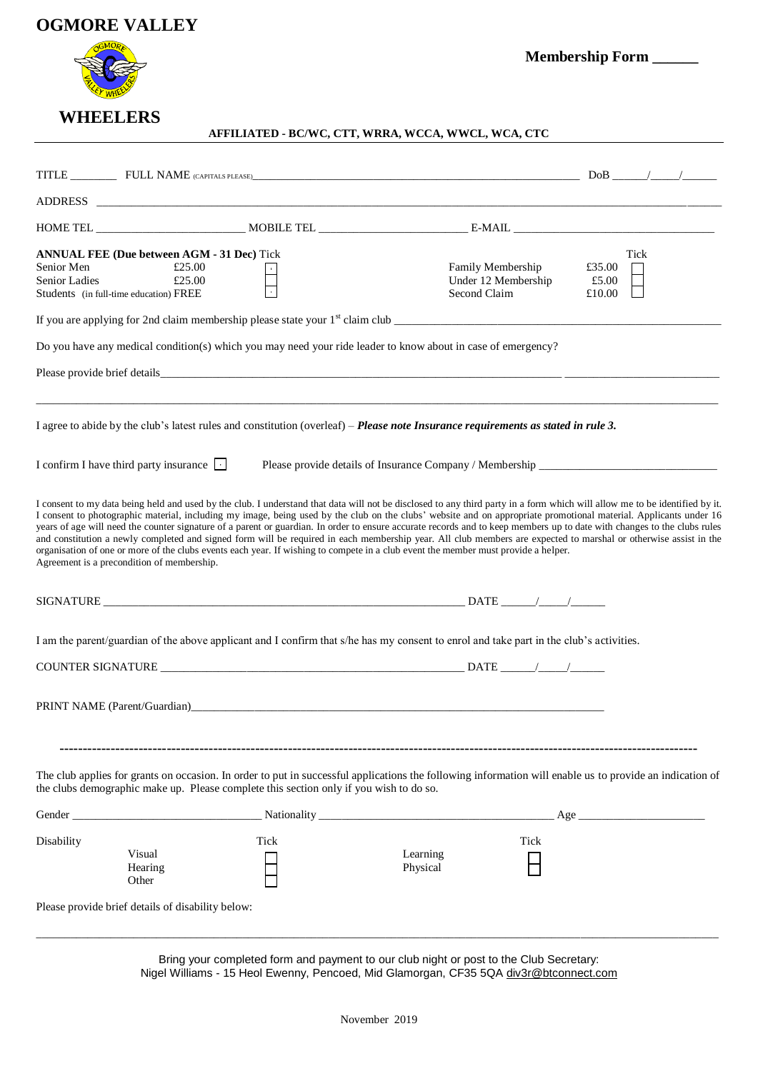# OGMORE VALLEY

# WHEELERS

**Membership Form ______**

**AFFILIATED - BC/WC, CTT, WRRA, WCCA, WWCL, WCA, CTC**

TITLE ________ FULL NAME (CAPITALS PLEASE)________________________________________ DoB ______/_____/______

ADDRESS ______________________________________________________________________________________________

HOME TEL _________________________ MOBILE TEL _________________________ E-MAIL __________________________________

**ANNUAL FEE (Due between AGM - 31 Dec)**

| | | Tick | | | Tick |
|---|---|---|---|---|---|
| Senior Men | £25.00 | ☐ | Family Membership | £35.00 | ☐ |
| Senior Ladies | £25.00 | ☐ | Under 12 Membership | £5.00 | ☐ |
| Students (in full-time education) | FREE | ☐ | Second Claim | £10.00 | ☐ |

If you are applying for 2nd claim membership please state your 1st claim club ______________________________________

Do you have any medical condition(s) which you may need your ride leader to know about in case of emergency?

Please provide brief details__________________________________________________________________________

______________________________________________________________________________________________

I agree to abide by the club's latest rules and constitution (overleaf) – ***Please note Insurance requirements as stated in rule 3.***

I confirm I have third party insurance ☐ Please provide details of Insurance Company / Membership ______________________________

I consent to my data being held and used by the club. I understand that data will not be disclosed to any third party in a form which will allow me to be identified by it. I consent to photographic material, including my image, being used by the club on the clubs' website and on appropriate promotional material. Applicants under 16 years of age will need the counter signature of a parent or guardian. In order to ensure accurate records and to keep members up to date with changes to the clubs rules and constitution a newly completed and signed form will be required in each membership year. All club members are expected to marshal or otherwise assist in the organisation of one or more of the clubs events each year. If wishing to compete in a club event the member must provide a helper. Agreement is a precondition of membership.

SIGNATURE ______________________________________________________________ DATE ______/_____/______

I am the parent/guardian of the above applicant and I confirm that s/he has my consent to enrol and take part in the club's activities.

COUNTER SIGNATURE ____________________________________________________ DATE ______/_____/______

PRINT NAME (Parent/Guardian)_____________________________________________________________________

---

The club applies for grants on occasion. In order to put in successful applications the following information will enable us to provide an indication of the clubs demographic make up. Please complete this section only if you wish to do so.

Gender _________________________________ Nationality ________________________________________ Age ______________________

| Disability | | Tick | | Tick |
|---|---|---|---|---|
| | Visual | ☐ | Learning | ☐ |
| | Hearing | ☐ | Physical | ☐ |
| | Other | ☐ | | |

Please provide brief details of disability below:

______________________________________________________________________________________________

Bring your completed form and payment to our club night or post to the Club Secretary:
Nigel Williams - 15 Heol Ewenny, Pencoed, Mid Glamorgan, CF35 5QA div3r@btconnect.com

November 2019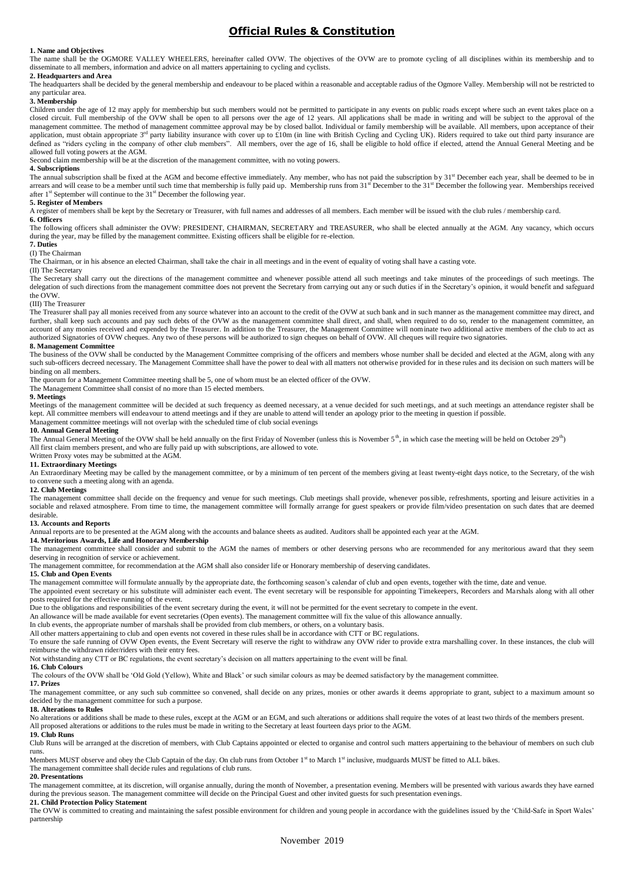# Official Rules & Constitution

**1. Name and Objectives**

The name shall be the OGMORE VALLEY WHEELERS, hereinafter called OVW. The objectives of the OVW are to promote cycling of all disciplines within its membership and to disseminate to all members, information and advice on all matters appertaining to cycling and cyclists.

**2. Headquarters and Area**

The headquarters shall be decided by the general membership and endeavour to be placed within a reasonable and acceptable radius of the Ogmore Valley. Membership will not be restricted to any particular area.

**3. Membership**

Children under the age of 12 may apply for membership but such members would not be permitted to participate in any events on public roads except where such an event takes place on a closed circuit. Full membership of the OVW shall be open to all persons over the age of 12 years. All applications shall be made in writing and will be subject to the approval of the management committee. The method of management committee approval may be by closed ballot. Individual or family membership will be available. All members, upon acceptance of their application, must obtain appropriate 3rd party liability insurance with cover up to £10m (in line with British Cycling and Cycling UK). Riders required to take out third party insurance are defined as "riders cycling in the company of other club members". All members, over the age of 16, shall be eligible to hold office if elected, attend the Annual General Meeting and be allowed full voting powers at the AGM.

Second claim membership will be at the discretion of the management committee, with no voting powers.

**4. Subscriptions**

The annual subscription shall be fixed at the AGM and become effective immediately. Any member, who has not paid the subscription by 31st December each year, shall be deemed to be in arrears and will cease to be a member until such time that membership is fully paid up. Membership runs from 31st December to the 31st December the following year. Memberships received after 1st September will continue to the 31st December the following year.

**5. Register of Members**

A register of members shall be kept by the Secretary or Treasurer, with full names and addresses of all members. Each member will be issued with the club rules / membership card.

**6. Officers**

The following officers shall administer the OVW: PRESIDENT, CHAIRMAN, SECRETARY and TREASURER, who shall be elected annually at the AGM. Any vacancy, which occurs during the year, may be filled by the management committee. Existing officers shall be eligible for re-election.

**7. Duties**

(I) The Chairman

The Chairman, or in his absence an elected Chairman, shall take the chair in all meetings and in the event of equality of voting shall have a casting vote.

(II) The Secretary

The Secretary shall carry out the directions of the management committee and whenever possible attend all such meetings and take minutes of the proceedings of such meetings. The delegation of such directions from the management committee does not prevent the Secretary from carrying out any or such duties if in the Secretary's opinion, it would benefit and safeguard the OVW.

(III) The Treasurer

The Treasurer shall pay all monies received from any source whatever into an account to the credit of the OVW at such bank and in such manner as the management committee may direct, and further, shall keep such accounts and pay such debts of the OVW as the management committee shall direct, and shall, when required to do so, render to the management committee, an account of any monies received and expended by the Treasurer. In addition to the Treasurer, the Management Committee will nominate two additional active members of the club to act as authorized Signatories of OVW cheques. Any two of these persons will be authorized to sign cheques on behalf of OVW. All cheques will require two signatories.

**8. Management Committee**

The business of the OVW shall be conducted by the Management Committee comprising of the officers and members whose number shall be decided and elected at the AGM, along with any such sub-officers decreed necessary. The Management Committee shall have the power to deal with all matters not otherwise provided for in these rules and its decision on such matters will be binding on all members.

The quorum for a Management Committee meeting shall be 5, one of whom must be an elected officer of the OVW.

The Management Committee shall consist of no more than 15 elected members.

**9. Meetings**

Meetings of the management committee will be decided at such frequency as deemed necessary, at a venue decided for such meetings, and at such meetings an attendance register shall be kept. All committee members will endeavour to attend meetings and if they are unable to attend will tender an apology prior to the meeting in question if possible.

Management committee meetings will not overlap with the scheduled time of club social evenings

**10. Annual General Meeting**

The Annual General Meeting of the OVW shall be held annually on the first Friday of November (unless this is November 5th, in which case the meeting will be held on October 29th)

All first claim members present, and who are fully paid up with subscriptions, are allowed to vote.

Written Proxy votes may be submitted at the AGM.

**11. Extraordinary Meetings**

An Extraordinary Meeting may be called by the management committee, or by a minimum of ten percent of the members giving at least twenty-eight days notice, to the Secretary, of the wish to convene such a meeting along with an agenda.

**12. Club Meetings**

The management committee shall decide on the frequency and venue for such meetings. Club meetings shall provide, whenever possible, refreshments, sporting and leisure activities in a sociable and relaxed atmosphere. From time to time, the management committee will formally arrange for guest speakers or provide film/video presentation on such dates that are deemed desirable.

**13. Accounts and Reports**

Annual reports are to be presented at the AGM along with the accounts and balance sheets as audited. Auditors shall be appointed each year at the AGM.

**14. Meritorious Awards, Life and Honorary Membership**

The management committee shall consider and submit to the AGM the names of members or other deserving persons who are recommended for any meritorious award that they seem deserving in recognition of service or achievement.

The management committee, for recommendation at the AGM shall also consider life or Honorary membership of deserving candidates.

**15. Club and Open Events**

The management committee will formulate annually by the appropriate date, the forthcoming season's calendar of club and open events, together with the time, date and venue.

The appointed event secretary or his substitute will administer each event. The event secretary will be responsible for appointing Timekeepers, Recorders and Marshals along with all other posts required for the effective running of the event.

Due to the obligations and responsibilities of the event secretary during the event, it will not be permitted for the event secretary to compete in the event.

An allowance will be made available for event secretaries (Open events). The management committee will fix the value of this allowance annually.

In club events, the appropriate number of marshals shall be provided from club members, or others, on a voluntary basis.

All other matters appertaining to club and open events not covered in these rules shall be in accordance with CTT or BC regulations.

To ensure the safe running of OVW Open events, the Event Secretary will reserve the right to withdraw any OVW rider to provide extra marshalling cover. In these instances, the club will reimburse the withdrawn rider/riders with their entry fees.

Not withstanding any CTT or BC regulations, the event secretary's decision on all matters appertaining to the event will be final.

**16. Club Colours**

The colours of the OVW shall be 'Old Gold (Yellow), White and Black' or such similar colours as may be deemed satisfactory by the management committee.

**17. Prizes**

The management committee, or any such sub committee so convened, shall decide on any prizes, monies or other awards it deems appropriate to grant, subject to a maximum amount so decided by the management committee for such a purpose.

**18. Alterations to Rules**

No alterations or additions shall be made to these rules, except at the AGM or an EGM, and such alterations or additions shall require the votes of at least two thirds of the members present.

All proposed alterations or additions to the rules must be made in writing to the Secretary at least fourteen days prior to the AGM.

**19. Club Runs**

Club Runs will be arranged at the discretion of members, with Club Captains appointed or elected to organise and control such matters appertaining to the behaviour of members on such club runs.

Members MUST observe and obey the Club Captain of the day. On club runs from October 1st to March 1st inclusive, mudguards MUST be fitted to ALL bikes.

The management committee shall decide rules and regulations of club runs.

**20. Presentations**

The management committee, at its discretion, will organise annually, during the month of November, a presentation evening. Members will be presented with various awards they have earned during the previous season. The management committee will decide on the Principal Guest and other invited guests for such presentation evenings.

**21. Child Protection Policy Statement**

The OVW is committed to creating and maintaining the safest possible environment for children and young people in accordance with the guidelines issued by the 'Child-Safe in Sport Wales' partnership

November 2019